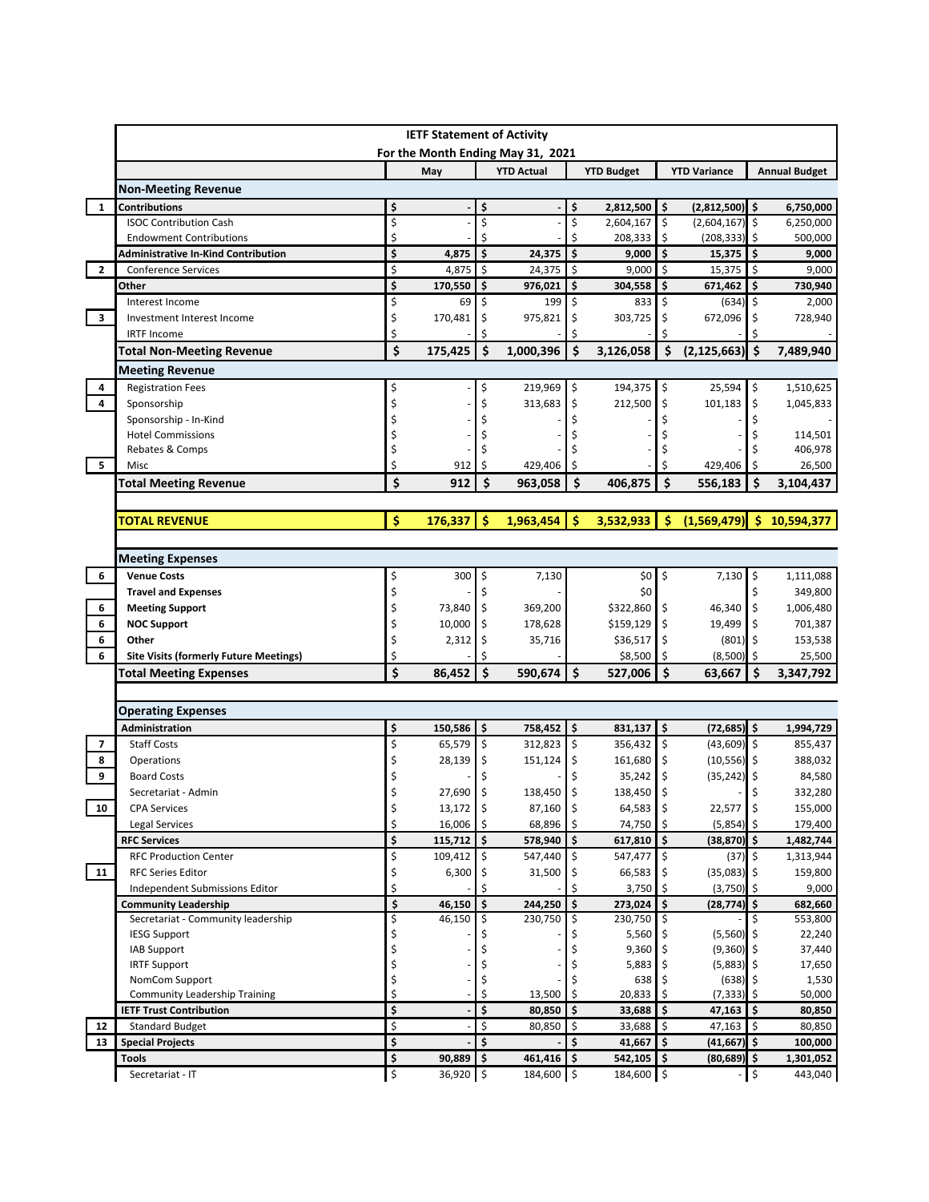| | IETF Statement of Activity<br>For the Month Ending May 31, 2021 | | | | | |
|---|---|---|---|---|---|---|
| | | May | YTD Actual | YTD Budget | YTD Variance | Annual Budget |
| | **Non-Meeting Revenue** | | | | | |
| 1 | **Contributions** | **$ -** | **$ -** | **$ 2,812,500** | **$ (2,812,500)** | **$ 6,750,000** |
| | ISOC Contribution Cash | $ - | $ - | $ 2,604,167 | $ (2,604,167) | $ 6,250,000 |
| | Endowment Contributions | $ - | $ - | $ 208,333 | $ (208,333) | $ 500,000 |
| | **Administrative In-Kind Contribution** | **$ 4,875** | **$ 24,375** | **$ 9,000** | **$ 15,375** | **$ 9,000** |
| 2 | Conference Services | $ 4,875 | $ 24,375 | $ 9,000 | $ 15,375 | $ 9,000 |
| | **Other** | **$ 170,550** | **$ 976,021** | **$ 304,558** | **$ 671,462** | **$ 730,940** |
| | Interest Income | $ 69 | $ 199 | $ 833 | $ (634) | $ 2,000 |
| 3 | Investment Interest Income | $ 170,481 | $ 975,821 | $ 303,725 | $ 672,096 | $ 728,940 |
| | IRTF Income | $ - | $ - | $ - | $ - | $ - |
| | **Total Non-Meeting Revenue** | **$ 175,425** | **$ 1,000,396** | **$ 3,126,058** | **$ (2,125,663)** | **$ 7,489,940** |
| | **Meeting Revenue** | | | | | |
| 4 | Registration Fees | $ - | $ 219,969 | $ 194,375 | $ 25,594 | $ 1,510,625 |
| 4 | Sponsorship | $ - | $ 313,683 | $ 212,500 | $ 101,183 | $ 1,045,833 |
| | Sponsorship - In-Kind | $ - | $ - | $ - | $ - | $ - |
| | Hotel Commissions | $ - | $ - | $ - | $ - | $ 114,501 |
| | Rebates & Comps | $ - | $ - | $ - | $ - | $ 406,978 |
| 5 | Misc | $ 912 | $ 429,406 | $ - | $ 429,406 | $ 26,500 |
| | **Total Meeting Revenue** | **$ 912** | **$ 963,058** | **$ 406,875** | **$ 556,183** | **$ 3,104,437** |
| | | | | | | |
| | **TOTAL REVENUE** | **$ 176,337** | **$ 1,963,454** | **$ 3,532,933** | **$ (1,569,479)** | **$ 10,594,377** |
| | | | | | | |
| | **Meeting Expenses** | | | | | |
| 6 | **Venue Costs** | $ 300 | $ 7,130 | $0 | $ 7,130 | $ 1,111,088 |
| | **Travel and Expenses** | $ - | $ - | $0 | | $ 349,800 |
| 6 | **Meeting Support** | $ 73,840 | $ 369,200 | $322,860 | $ 46,340 | $ 1,006,480 |
| 6 | **NOC Support** | $ 10,000 | $ 178,628 | $159,129 | $ 19,499 | $ 701,387 |
| 6 | **Other** | $ 2,312 | $ 35,716 | $36,517 | $ (801) | $ 153,538 |
| 6 | **Site Visits (formerly Future Meetings)** | $ - | $ - | $8,500 | $ (8,500) | $ 25,500 |
| | **Total Meeting Expenses** | **$ 86,452** | **$ 590,674** | **$ 527,006** | **$ 63,667** | **$ 3,347,792** |
| | | | | | | |
| | **Operating Expenses** | | | | | |
| | **Administration** | **$ 150,586** | **$ 758,452** | **$ 831,137** | **$ (72,685)** | **$ 1,994,729** |
| 7 | Staff Costs | $ 65,579 | $ 312,823 | $ 356,432 | $ (43,609) | $ 855,437 |
| 8 | Operations | $ 28,139 | $ 151,124 | $ 161,680 | $ (10,556) | $ 388,032 |
| 9 | Board Costs | $ - | $ - | $ 35,242 | $ (35,242) | $ 84,580 |
| | Secretariat - Admin | $ 27,690 | $ 138,450 | $ 138,450 | $ - | $ 332,280 |
| 10 | CPA Services | $ 13,172 | $ 87,160 | $ 64,583 | $ 22,577 | $ 155,000 |
| | Legal Services | $ 16,006 | $ 68,896 | $ 74,750 | $ (5,854) | $ 179,400 |
| | **RFC Services** | **$ 115,712** | **$ 578,940** | **$ 617,810** | **$ (38,870)** | **$ 1,482,744** |
| | RFC Production Center | $ 109,412 | $ 547,440 | $ 547,477 | $ (37) | $ 1,313,944 |
| 11 | RFC Series Editor | $ 6,300 | $ 31,500 | $ 66,583 | $ (35,083) | $ 159,800 |
| | Independent Submissions Editor | $ - | $ - | $ 3,750 | $ (3,750) | $ 9,000 |
| | **Community Leadership** | **$ 46,150** | **$ 244,250** | **$ 273,024** | **$ (28,774)** | **$ 682,660** |
| | Secretariat - Community leadership | $ 46,150 | $ 230,750 | $ 230,750 | $ - | $ 553,800 |
| | IESG Support | $ - | $ - | $ 5,560 | $ (5,560) | $ 22,240 |
| | IAB Support | $ - | $ - | $ 9,360 | $ (9,360) | $ 37,440 |
| | IRTF Support | $ - | $ - | $ 5,883 | $ (5,883) | $ 17,650 |
| | NomCom Support | $ - | $ - | $ 638 | $ (638) | $ 1,530 |
| | Community Leadership Training | $ - | $ 13,500 | $ 20,833 | $ (7,333) | $ 50,000 |
| | **IETF Trust Contribution** | **$ -** | **$ 80,850** | **$ 33,688** | **$ 47,163** | **$ 80,850** |
| 12 | Standard Budget | $ - | $ 80,850 | $ 33,688 | $ 47,163 | $ 80,850 |
| 13 | **Special Projects** | **$ -** | **$ -** | **$ 41,667** | **$ (41,667)** | **$ 100,000** |
| | **Tools** | **$ 90,889** | **$ 461,416** | **$ 542,105** | **$ (80,689)** | **$ 1,301,052** |
| | Secretariat - IT | $ 36,920 | $ 184,600 | $ 184,600 | $ - | $ 443,040 |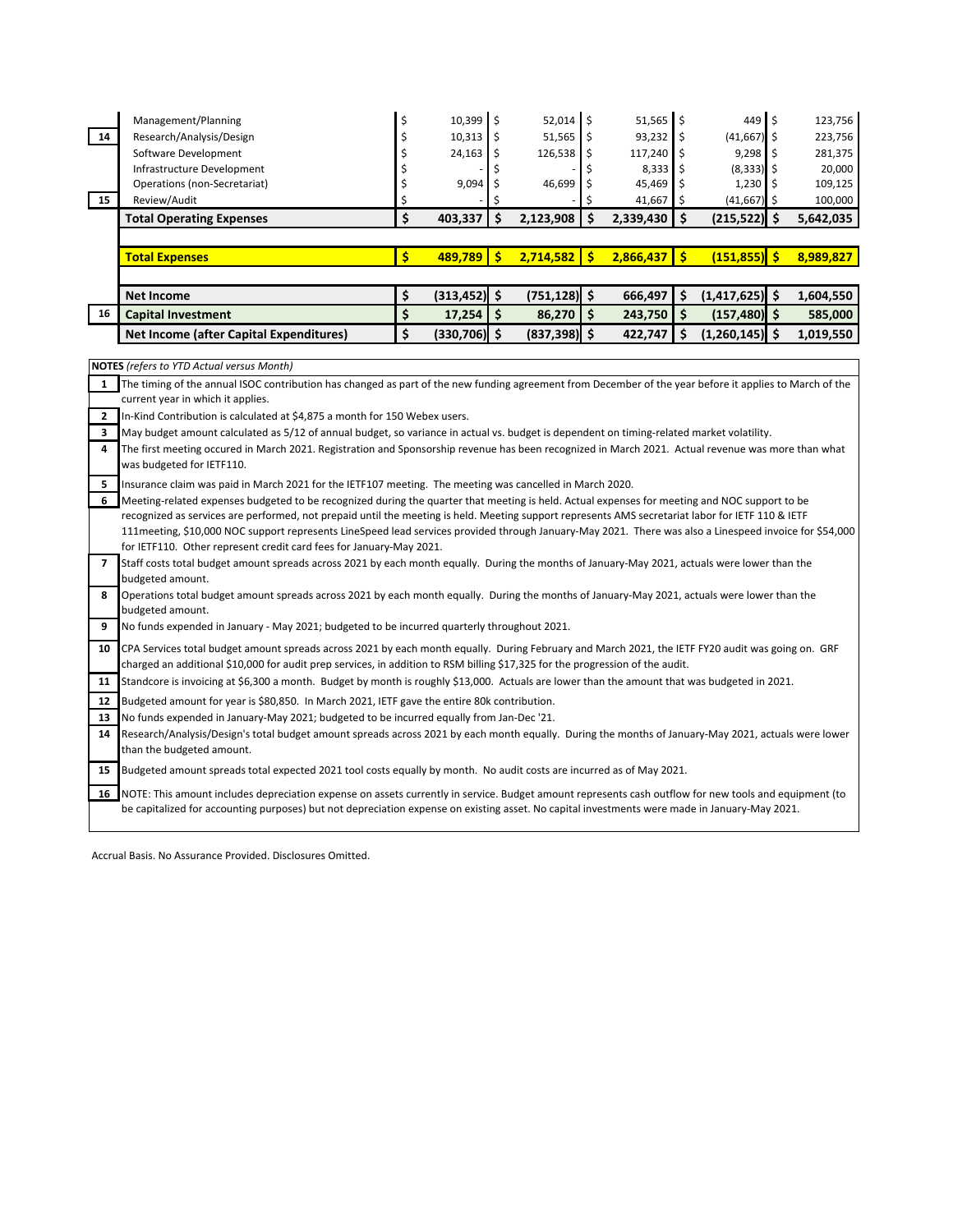| | | | | | | |
|---|---|---|---|---|---|---|
| | Management/Planning | $ 10,399 | $ 52,014 | $ 51,565 | $ 449 | $ 123,756 |
| 14 | Research/Analysis/Design | $ 10,313 | $ 51,565 | $ 93,232 | $ (41,667) | $ 223,756 |
| | Software Development | $ 24,163 | $ 126,538 | $ 117,240 | $ 9,298 | $ 281,375 |
| | Infrastructure Development | $ - | $ - | $ 8,333 | $ (8,333) | $ 20,000 |
| | Operations (non-Secretariat) | $ 9,094 | $ 46,699 | $ 45,469 | $ 1,230 | $ 109,125 |
| 15 | Review/Audit | $ - | $ - | $ 41,667 | $ (41,667) | $ 100,000 |
| | **Total Operating Expenses** | **$ 403,337** | **$ 2,123,908** | **$ 2,339,430** | **$ (215,522)** | **$ 5,642,035** |
| | | | | | | |
| | **Total Expenses** | **$ 489,789** | **$ 2,714,582** | **$ 2,866,437** | **$ (151,855)** | **$ 8,989,827** |
| | | | | | | |
| | **Net Income** | **$ (313,452)** | **$ (751,128)** | **$ 666,497** | **$ (1,417,625)** | **$ 1,604,550** |
| 16 | **Capital Investment** | **$ 17,254** | **$ 86,270** | **$ 243,750** | **$ (157,480)** | **$ 585,000** |
| | **Net Income (after Capital Expenditures)** | **$ (330,706)** | **$ (837,398)** | **$ 422,747** | **$ (1,260,145)** | **$ 1,019,550** |

**NOTES** *(refers to YTD Actual versus Month)*

| | |
|---|---|
| 1 | The timing of the annual ISOC contribution has changed as part of the new funding agreement from December of the year before it applies to March of the current year in which it applies. |
| 2 | In-Kind Contribution is calculated at $4,875 a month for 150 Webex users. |
| 3 | May budget amount calculated as 5/12 of annual budget, so variance in actual vs. budget is dependent on timing-related market volatility. |
| 4 | The first meeting occured in March 2021. Registration and Sponsorship revenue has been recognized in March 2021. Actual revenue was more than what was budgeted for IETF110. |
| 5 | Insurance claim was paid in March 2021 for the IETF107 meeting. The meeting was cancelled in March 2020. |
| 6 | Meeting-related expenses budgeted to be recognized during the quarter that meeting is held. Actual expenses for meeting and NOC support to be recognized as services are performed, not prepaid until the meeting is held. Meeting support represents AMS secretariat labor for IETF 110 & IETF 111meeting, $10,000 NOC support represents LineSpeed lead services provided through January-May 2021. There was also a Linespeed invoice for $54,000 for IETF110. Other represent credit card fees for January-May 2021. |
| 7 | Staff costs total budget amount spreads across 2021 by each month equally. During the months of January-May 2021, actuals were lower than the budgeted amount. |
| 8 | Operations total budget amount spreads across 2021 by each month equally. During the months of January-May 2021, actuals were lower than the budgeted amount. |
| 9 | No funds expended in January - May 2021; budgeted to be incurred quarterly throughout 2021. |
| 10 | CPA Services total budget amount spreads across 2021 by each month equally. During February and March 2021, the IETF FY20 audit was going on. GRF charged an additional $10,000 for audit prep services, in addition to RSM billing $17,325 for the progression of the audit. |
| 11 | Standcore is invoicing at $6,300 a month. Budget by month is roughly $13,000. Actuals are lower than the amount that was budgeted in 2021. |
| 12 | Budgeted amount for year is $80,850. In March 2021, IETF gave the entire 80k contribution. |
| 13 | No funds expended in January-May 2021; budgeted to be incurred equally from Jan-Dec '21. |
| 14 | Research/Analysis/Design's total budget amount spreads across 2021 by each month equally. During the months of January-May 2021, actuals were lower than the budgeted amount. |
| 15 | Budgeted amount spreads total expected 2021 tool costs equally by month. No audit costs are incurred as of May 2021. |
| 16 | NOTE: This amount includes depreciation expense on assets currently in service. Budget amount represents cash outflow for new tools and equipment (to be capitalized for accounting purposes) but not depreciation expense on existing asset. No capital investments were made in January-May 2021. |

Accrual Basis. No Assurance Provided. Disclosures Omitted.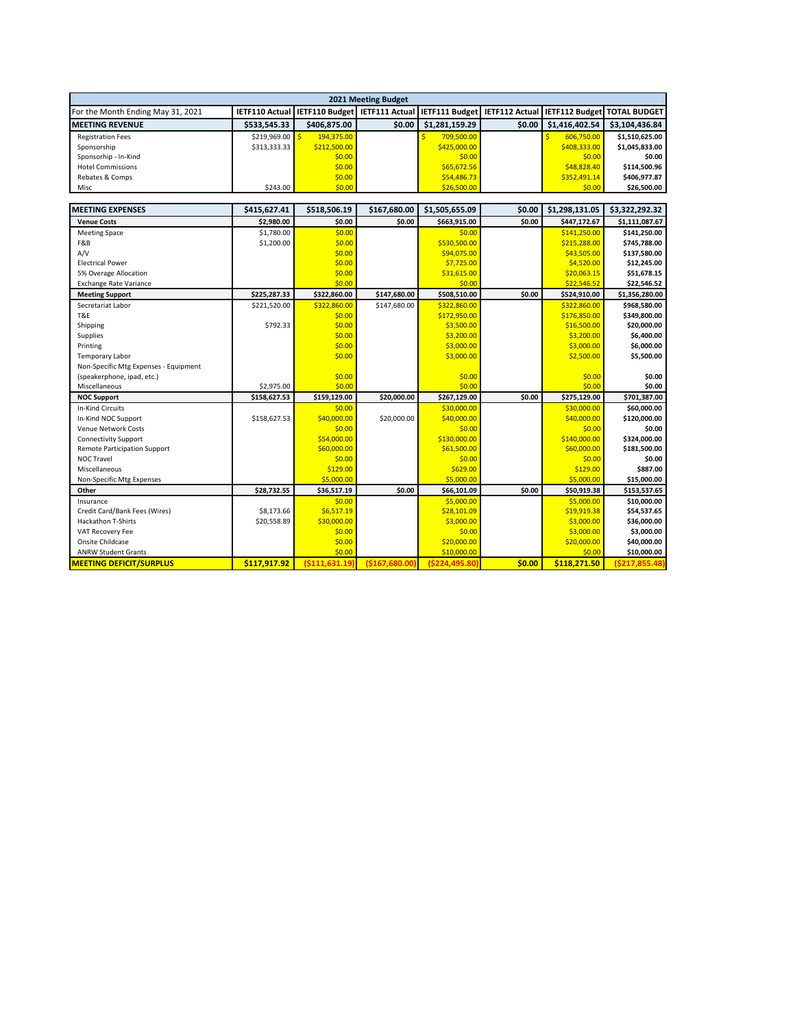| 2021 Meeting Budget | | | | | | | |
|---|---|---|---|---|---|---|---|
| For the Month Ending May 31, 2021 | IETF110 Actual | IETF110 Budget | IETF111 Actual | IETF111 Budget | IETF112 Actual | IETF112 Budget | TOTAL BUDGET |
| **MEETING REVENUE** | **$533,545.33** | **$406,875.00** | **$0.00** | **$1,281,159.29** | **$0.00** | **$1,416,402.54** | **$3,104,436.84** |
| Registration Fees | $219,969.00 | $ 194,375.00 | | $ 709,500.00 | | $ 606,750.00 | $1,510,625.00 |
| Sponsorship | $313,333.33 | $212,500.00 | | $425,000.00 | | $408,333.00 | $1,045,833.00 |
| Sponsorhip - In-Kind | | $0.00 | | $0.00 | | $0.00 | $0.00 |
| Hotel Commissions | | $0.00 | | $65,672.56 | | $48,828.40 | $114,500.96 |
| Rebates & Comps | | $0.00 | | $54,486.73 | | $352,491.14 | $406,977.87 |
| Misc | $243.00 | $0.00 | | $26,500.00 | | $0.00 | $26,500.00 |
| | | | | | | | |
| **MEETING EXPENSES** | **$415,627.41** | **$518,506.19** | **$167,680.00** | **$1,505,655.09** | **$0.00** | **$1,298,131.05** | **$3,322,292.32** |
| **Venue Costs** | **$2,980.00** | **$0.00** | **$0.00** | **$663,915.00** | **$0.00** | **$447,172.67** | **$1,111,087.67** |
| Meeting Space | $1,780.00 | $0.00 | | $0.00 | | $141,250.00 | $141,250.00 |
| F&B | $1,200.00 | $0.00 | | $530,500.00 | | $215,288.00 | $745,788.00 |
| A/V | | $0.00 | | $94,075.00 | | $43,505.00 | $137,580.00 |
| Electrical Power | | $0.00 | | $7,725.00 | | $4,520.00 | $12,245.00 |
| 5% Overage Allocation | | $0.00 | | $31,615.00 | | $20,063.15 | $51,678.15 |
| Exchange Rate Variance | | $0.00 | | $0.00 | | $22,546.52 | $22,546.52 |
| **Meeting Support** | **$225,287.33** | **$322,860.00** | **$147,680.00** | **$508,510.00** | **$0.00** | **$524,910.00** | **$1,356,280.00** |
| Secretariat Labor | $221,520.00 | $322,860.00 | $147,680.00 | $322,860.00 | | $322,860.00 | $968,580.00 |
| T&E | | $0.00 | | $172,950.00 | | $176,850.00 | $349,800.00 |
| Shipping | $792.33 | $0.00 | | $3,500.00 | | $16,500.00 | $20,000.00 |
| Supplies | | $0.00 | | $3,200.00 | | $3,200.00 | $6,400.00 |
| Printing | | $0.00 | | $3,000.00 | | $3,000.00 | $6,000.00 |
| Temporary Labor | | $0.00 | | $3,000.00 | | $2,500.00 | $5,500.00 |
| Non-Specific Mtg Expenses - Equipment (speakerphone, ipad, etc.) | | $0.00 | | $0.00 | | $0.00 | $0.00 |
| Miscellaneous | $2,975.00 | $0.00 | | $0.00 | | $0.00 | $0.00 |
| **NOC Support** | **$158,627.53** | **$159,129.00** | **$20,000.00** | **$267,129.00** | **$0.00** | **$275,129.00** | **$701,387.00** |
| In-Kind Circuits | | $0.00 | | $30,000.00 | | $30,000.00 | $60,000.00 |
| In-Kind NOC Support | $158,627.53 | $40,000.00 | $20,000.00 | $40,000.00 | | $40,000.00 | $120,000.00 |
| Venue Network Costs | | $0.00 | | $0.00 | | $0.00 | $0.00 |
| Connectivity Support | | $54,000.00 | | $130,000.00 | | $140,000.00 | $324,000.00 |
| Remote Participation Support | | $60,000.00 | | $61,500.00 | | $60,000.00 | $181,500.00 |
| NOC Travel | | $0.00 | | $0.00 | | $0.00 | $0.00 |
| Miscellaneous | | $129.00 | | $629.00 | | $129.00 | $887.00 |
| Non-Specific Mtg Expenses | | $5,000.00 | | $5,000.00 | | $5,000.00 | $15,000.00 |
| **Other** | **$28,732.55** | **$36,517.19** | **$0.00** | **$66,101.09** | **$0.00** | **$50,919.38** | **$153,537.65** |
| Insurance | | $0.00 | | $5,000.00 | | $5,000.00 | $10,000.00 |
| Credit Card/Bank Fees (Wires) | $8,173.66 | $6,517.19 | | $28,101.09 | | $19,919.38 | $54,537.65 |
| Hackathon T-Shirts | $20,558.89 | $30,000.00 | | $3,000.00 | | $3,000.00 | $36,000.00 |
| VAT Recovery Fee | | $0.00 | | $0.00 | | $3,000.00 | $3,000.00 |
| Onsite Childcase | | $0.00 | | $20,000.00 | | $20,000.00 | $40,000.00 |
| ANRW Student Grants | | $0.00 | | $10,000.00 | | $0.00 | $10,000.00 |
| **MEETING DEFICIT/SURPLUS** | **$117,917.92** | **($111,631.19)** | **($167,680.00)** | **($224,495.80)** | **$0.00** | **$118,271.50** | **($217,855.48)** |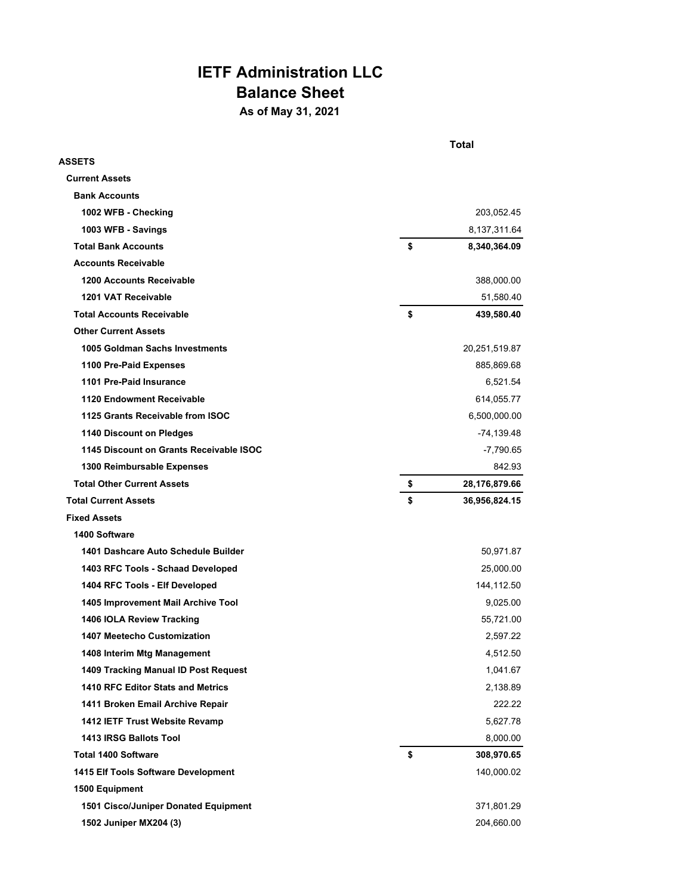# IETF Administration LLC
## Balance Sheet
### As of May 31, 2021

| | Total |
|---|---|
| **ASSETS** | |
| **Current Assets** | |
| **Bank Accounts** | |
| **1002 WFB - Checking** | 203,052.45 |
| **1003 WFB - Savings** | 8,137,311.64 |
| **Total Bank Accounts** | **$ 8,340,364.09** |
| **Accounts Receivable** | |
| **1200 Accounts Receivable** | 388,000.00 |
| **1201 VAT Receivable** | 51,580.40 |
| **Total Accounts Receivable** | **$ 439,580.40** |
| **Other Current Assets** | |
| **1005 Goldman Sachs Investments** | 20,251,519.87 |
| **1100 Pre-Paid Expenses** | 885,869.68 |
| **1101 Pre-Paid Insurance** | 6,521.54 |
| **1120 Endowment Receivable** | 614,055.77 |
| **1125 Grants Receivable from ISOC** | 6,500,000.00 |
| **1140 Discount on Pledges** | -74,139.48 |
| **1145 Discount on Grants Receivable ISOC** | -7,790.65 |
| **1300 Reimbursable Expenses** | 842.93 |
| **Total Other Current Assets** | **$ 28,176,879.66** |
| **Total Current Assets** | **$ 36,956,824.15** |
| **Fixed Assets** | |
| **1400 Software** | |
| **1401 Dashcare Auto Schedule Builder** | 50,971.87 |
| **1403 RFC Tools - Schaad Developed** | 25,000.00 |
| **1404 RFC Tools - Elf Developed** | 144,112.50 |
| **1405 Improvement Mail Archive Tool** | 9,025.00 |
| **1406 IOLA Review Tracking** | 55,721.00 |
| **1407 Meetecho Customization** | 2,597.22 |
| **1408 Interim Mtg Management** | 4,512.50 |
| **1409 Tracking Manual ID Post Request** | 1,041.67 |
| **1410 RFC Editor Stats and Metrics** | 2,138.89 |
| **1411 Broken Email Archive Repair** | 222.22 |
| **1412 IETF Trust Website Revamp** | 5,627.78 |
| **1413 IRSG Ballots Tool** | 8,000.00 |
| **Total 1400 Software** | **$ 308,970.65** |
| **1415 Elf Tools Software Development** | 140,000.02 |
| **1500 Equipment** | |
| **1501 Cisco/Juniper Donated Equipment** | 371,801.29 |
| **1502 Juniper MX204 (3)** | 204,660.00 |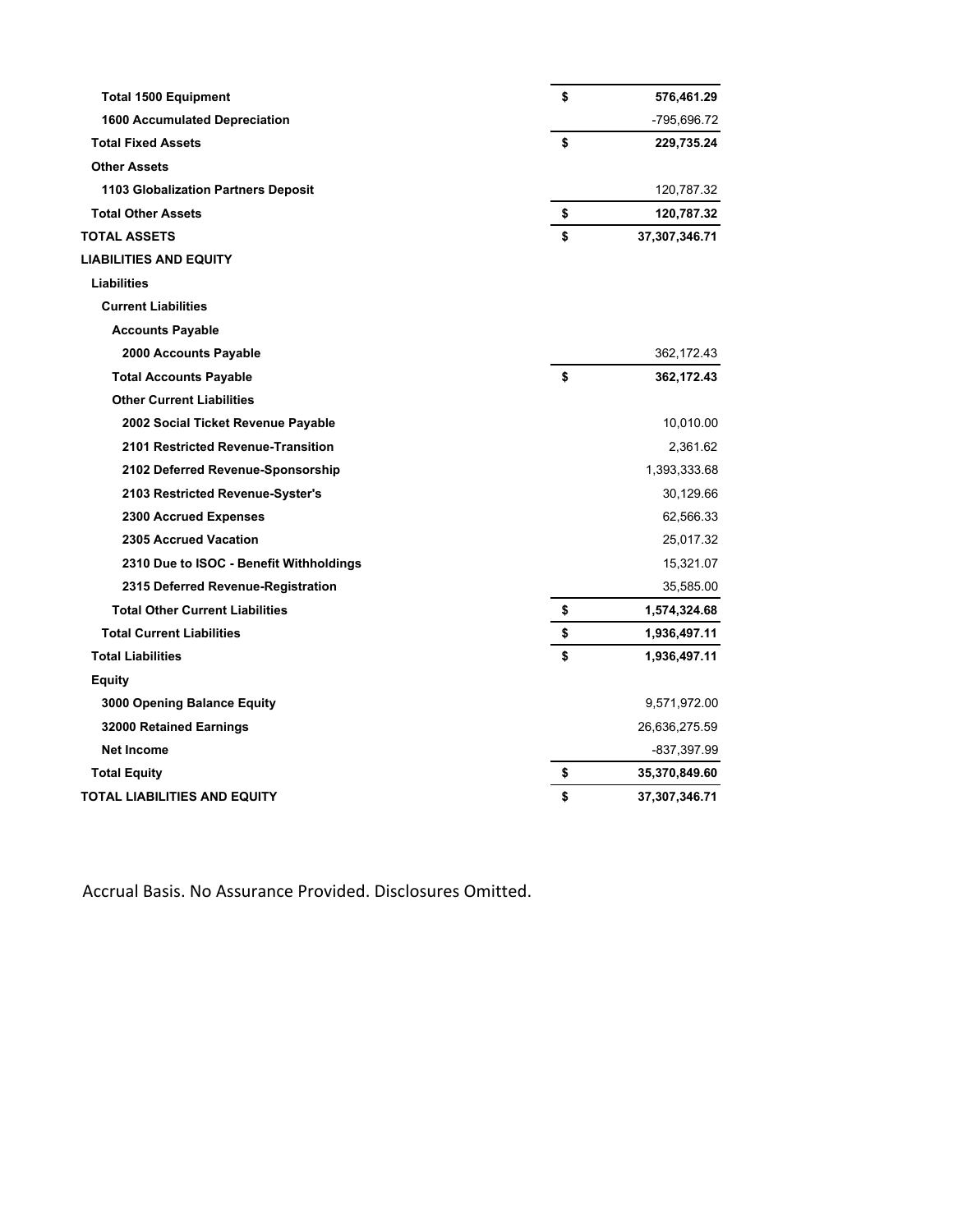| | | |
|---|---|---|
| **Total 1500 Equipment** | **$** | **576,461.29** |
| **1600 Accumulated Depreciation** | | -795,696.72 |
| **Total Fixed Assets** | **$** | **229,735.24** |
| **Other Assets** | | |
| **1103 Globalization Partners Deposit** | | 120,787.32 |
| **Total Other Assets** | **$** | **120,787.32** |
| **TOTAL ASSETS** | **$** | **37,307,346.71** |
| **LIABILITIES AND EQUITY** | | |
| **Liabilities** | | |
| **Current Liabilities** | | |
| **Accounts Payable** | | |
| **2000 Accounts Payable** | | 362,172.43 |
| **Total Accounts Payable** | **$** | **362,172.43** |
| **Other Current Liabilities** | | |
| **2002 Social Ticket Revenue Payable** | | 10,010.00 |
| **2101 Restricted Revenue-Transition** | | 2,361.62 |
| **2102 Deferred Revenue-Sponsorship** | | 1,393,333.68 |
| **2103 Restricted Revenue-Syster's** | | 30,129.66 |
| **2300 Accrued Expenses** | | 62,566.33 |
| **2305 Accrued Vacation** | | 25,017.32 |
| **2310 Due to ISOC - Benefit Withholdings** | | 15,321.07 |
| **2315 Deferred Revenue-Registration** | | 35,585.00 |
| **Total Other Current Liabilities** | **$** | **1,574,324.68** |
| **Total Current Liabilities** | **$** | **1,936,497.11** |
| **Total Liabilities** | **$** | **1,936,497.11** |
| **Equity** | | |
| **3000 Opening Balance Equity** | | 9,571,972.00 |
| **32000 Retained Earnings** | | 26,636,275.59 |
| **Net Income** | | -837,397.99 |
| **Total Equity** | **$** | **35,370,849.60** |
| **TOTAL LIABILITIES AND EQUITY** | **$** | **37,307,346.71** |

Accrual Basis. No Assurance Provided. Disclosures Omitted.